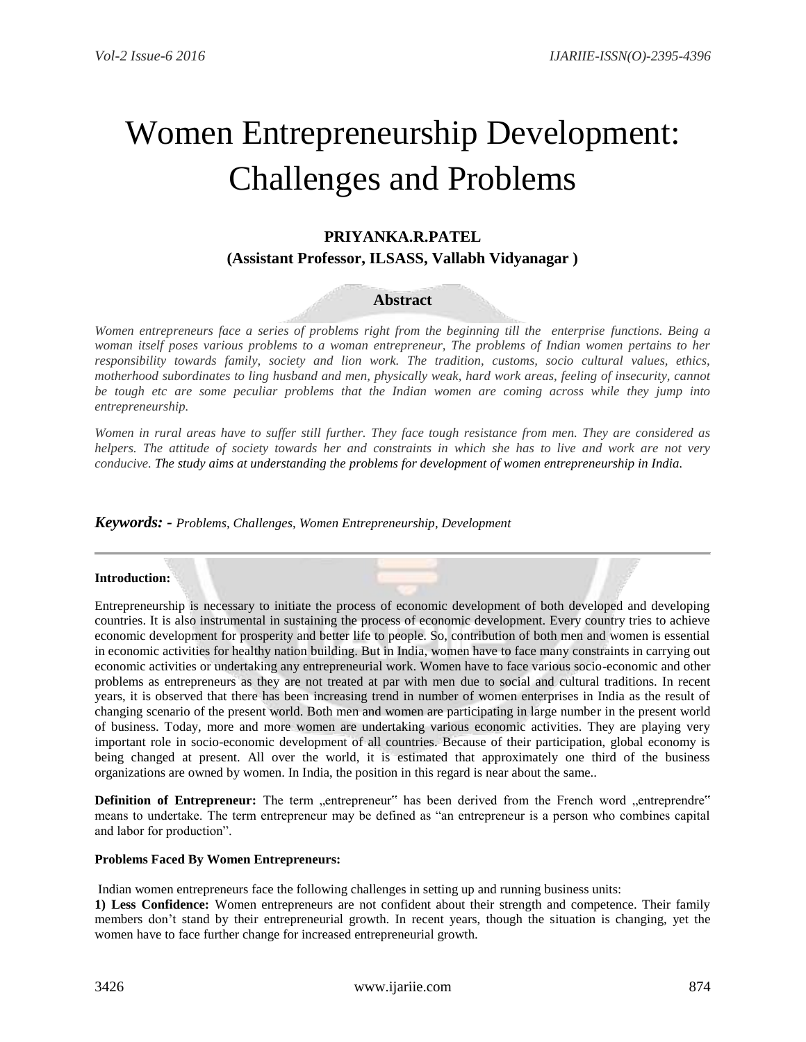# Women Entrepreneurship Development: Challenges and Problems

**PRIYANKA.R.PATEL**
**(Assistant Professor, ILSASS, Vallabh Vidyanagar )**

## Abstract

*Women entrepreneurs face a series of problems right from the beginning till the enterprise functions. Being a woman itself poses various problems to a woman entrepreneur, The problems of Indian women pertains to her responsibility towards family, society and lion work. The tradition, customs, socio cultural values, ethics, motherhood subordinates to ling husband and men, physically weak, hard work areas, feeling of insecurity, cannot be tough etc are some peculiar problems that the Indian women are coming across while they jump into entrepreneurship.*

*Women in rural areas have to suffer still further. They face tough resistance from men. They are considered as helpers. The attitude of society towards her and constraints in which she has to live and work are not very conducive. The study aims at understanding the problems for development of women entrepreneurship in India.*

***Keywords: -*** *Problems, Challenges, Women Entrepreneurship, Development*

---

**Introduction:**

Entrepreneurship is necessary to initiate the process of economic development of both developed and developing countries. It is also instrumental in sustaining the process of economic development. Every country tries to achieve economic development for prosperity and better life to people. So, contribution of both men and women is essential in economic activities for healthy nation building. But in India, women have to face many constraints in carrying out economic activities or undertaking any entrepreneurial work. Women have to face various socio-economic and other problems as entrepreneurs as they are not treated at par with men due to social and cultural traditions. In recent years, it is observed that there has been increasing trend in number of women enterprises in India as the result of changing scenario of the present world. Both men and women are participating in large number in the present world of business. Today, more and more women are undertaking various economic activities. They are playing very important role in socio-economic development of all countries. Because of their participation, global economy is being changed at present. All over the world, it is estimated that approximately one third of the business organizations are owned by women. In India, the position in this regard is near about the same..

**Definition of Entrepreneur:** The term „entrepreneur" has been derived from the French word „entreprendre" means to undertake. The term entrepreneur may be defined as "an entrepreneur is a person who combines capital and labor for production".

**Problems Faced By Women Entrepreneurs:**

Indian women entrepreneurs face the following challenges in setting up and running business units:

**1) Less Confidence:** Women entrepreneurs are not confident about their strength and competence. Their family members don't stand by their entrepreneurial growth. In recent years, though the situation is changing, yet the women have to face further change for increased entrepreneurial growth.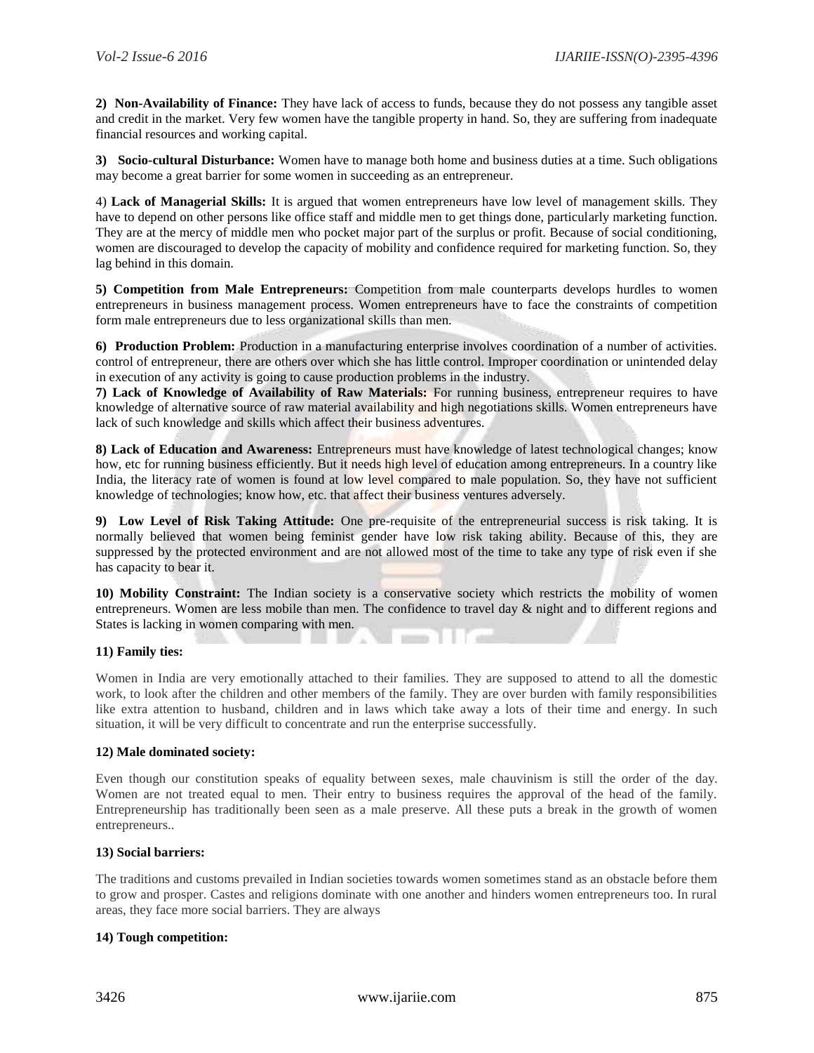**2) Non-Availability of Finance:** They have lack of access to funds, because they do not possess any tangible asset and credit in the market. Very few women have the tangible property in hand. So, they are suffering from inadequate financial resources and working capital.

**3) Socio-cultural Disturbance:** Women have to manage both home and business duties at a time. Such obligations may become a great barrier for some women in succeeding as an entrepreneur.

4) **Lack of Managerial Skills:** It is argued that women entrepreneurs have low level of management skills. They have to depend on other persons like office staff and middle men to get things done, particularly marketing function. They are at the mercy of middle men who pocket major part of the surplus or profit. Because of social conditioning, women are discouraged to develop the capacity of mobility and confidence required for marketing function. So, they lag behind in this domain.

**5) Competition from Male Entrepreneurs:** Competition from male counterparts develops hurdles to women entrepreneurs in business management process. Women entrepreneurs have to face the constraints of competition form male entrepreneurs due to less organizational skills than men.

**6) Production Problem:** Production in a manufacturing enterprise involves coordination of a number of activities. control of entrepreneur, there are others over which she has little control. Improper coordination or unintended delay in execution of any activity is going to cause production problems in the industry.

**7) Lack of Knowledge of Availability of Raw Materials:** For running business, entrepreneur requires to have knowledge of alternative source of raw material availability and high negotiations skills. Women entrepreneurs have lack of such knowledge and skills which affect their business adventures.

**8) Lack of Education and Awareness:** Entrepreneurs must have knowledge of latest technological changes; know how, etc for running business efficiently. But it needs high level of education among entrepreneurs. In a country like India, the literacy rate of women is found at low level compared to male population. So, they have not sufficient knowledge of technologies; know how, etc. that affect their business ventures adversely.

**9) Low Level of Risk Taking Attitude:** One pre-requisite of the entrepreneurial success is risk taking. It is normally believed that women being feminist gender have low risk taking ability. Because of this, they are suppressed by the protected environment and are not allowed most of the time to take any type of risk even if she has capacity to bear it.

**10) Mobility Constraint:** The Indian society is a conservative society which restricts the mobility of women entrepreneurs. Women are less mobile than men. The confidence to travel day & night and to different regions and States is lacking in women comparing with men.

**11) Family ties:**

Women in India are very emotionally attached to their families. They are supposed to attend to all the domestic work, to look after the children and other members of the family. They are over burden with family responsibilities like extra attention to husband, children and in laws which take away a lots of their time and energy. In such situation, it will be very difficult to concentrate and run the enterprise successfully.

**12) Male dominated society:**

Even though our constitution speaks of equality between sexes, male chauvinism is still the order of the day. Women are not treated equal to men. Their entry to business requires the approval of the head of the family. Entrepreneurship has traditionally been seen as a male preserve. All these puts a break in the growth of women entrepreneurs..

**13) Social barriers:**

The traditions and customs prevailed in Indian societies towards women sometimes stand as an obstacle before them to grow and prosper. Castes and religions dominate with one another and hinders women entrepreneurs too. In rural areas, they face more social barriers. They are always

**14) Tough competition:**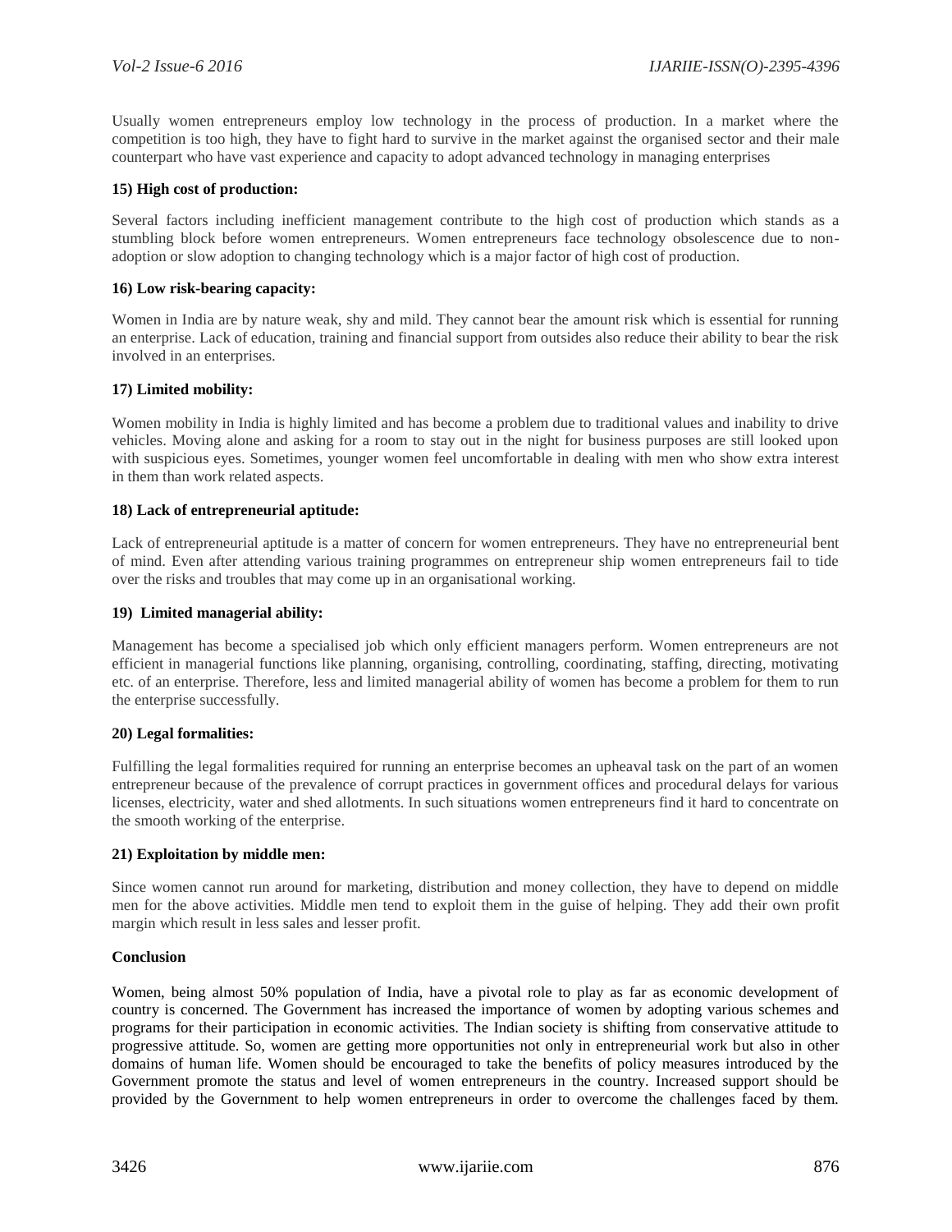Usually women entrepreneurs employ low technology in the process of production. In a market where the competition is too high, they have to fight hard to survive in the market against the organised sector and their male counterpart who have vast experience and capacity to adopt advanced technology in managing enterprises

**15) High cost of production:**

Several factors including inefficient management contribute to the high cost of production which stands as a stumbling block before women entrepreneurs. Women entrepreneurs face technology obsolescence due to non-adoption or slow adoption to changing technology which is a major factor of high cost of production.

**16) Low risk-bearing capacity:**

Women in India are by nature weak, shy and mild. They cannot bear the amount risk which is essential for running an enterprise. Lack of education, training and financial support from outsides also reduce their ability to bear the risk involved in an enterprises.

**17) Limited mobility:**

Women mobility in India is highly limited and has become a problem due to traditional values and inability to drive vehicles. Moving alone and asking for a room to stay out in the night for business purposes are still looked upon with suspicious eyes. Sometimes, younger women feel uncomfortable in dealing with men who show extra interest in them than work related aspects.

**18) Lack of entrepreneurial aptitude:**

Lack of entrepreneurial aptitude is a matter of concern for women entrepreneurs. They have no entrepreneurial bent of mind. Even after attending various training programmes on entrepreneur ship women entrepreneurs fail to tide over the risks and troubles that may come up in an organisational working.

**19) Limited managerial ability:**

Management has become a specialised job which only efficient managers perform. Women entrepreneurs are not efficient in managerial functions like planning, organising, controlling, coordinating, staffing, directing, motivating etc. of an enterprise. Therefore, less and limited managerial ability of women has become a problem for them to run the enterprise successfully.

**20) Legal formalities:**

Fulfilling the legal formalities required for running an enterprise becomes an upheaval task on the part of an women entrepreneur because of the prevalence of corrupt practices in government offices and procedural delays for various licenses, electricity, water and shed allotments. In such situations women entrepreneurs find it hard to concentrate on the smooth working of the enterprise.

**21) Exploitation by middle men:**

Since women cannot run around for marketing, distribution and money collection, they have to depend on middle men for the above activities. Middle men tend to exploit them in the guise of helping. They add their own profit margin which result in less sales and lesser profit.

**Conclusion**

Women, being almost 50% population of India, have a pivotal role to play as far as economic development of country is concerned. The Government has increased the importance of women by adopting various schemes and programs for their participation in economic activities. The Indian society is shifting from conservative attitude to progressive attitude. So, women are getting more opportunities not only in entrepreneurial work but also in other domains of human life. Women should be encouraged to take the benefits of policy measures introduced by the Government promote the status and level of women entrepreneurs in the country. Increased support should be provided by the Government to help women entrepreneurs in order to overcome the challenges faced by them.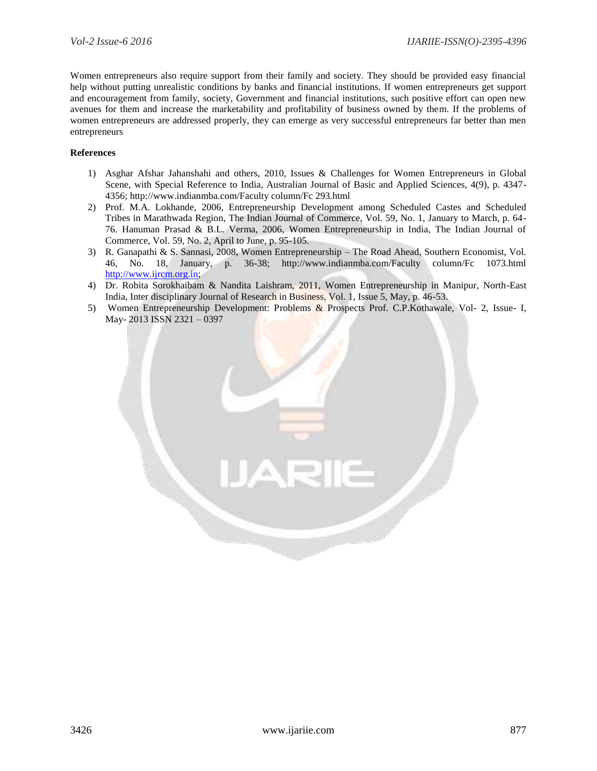Women entrepreneurs also require support from their family and society. They should be provided easy financial help without putting unrealistic conditions by banks and financial institutions. If women entrepreneurs get support and encouragement from family, society, Government and financial institutions, such positive effort can open new avenues for them and increase the marketability and profitability of business owned by them. If the problems of women entrepreneurs are addressed properly, they can emerge as very successful entrepreneurs far better than men entrepreneurs

**References**

1) Asghar Afshar Jahanshahi and others, 2010, Issues & Challenges for Women Entrepreneurs in Global Scene, with Special Reference to India, Australian Journal of Basic and Applied Sciences, 4(9), p. 4347-4356; http://www.indianmba.com/Faculty column/Fc 293.html
2) Prof. M.A. Lokhande, 2006, Entrepreneurship Development among Scheduled Castes and Scheduled Tribes in Marathwada Region, The Indian Journal of Commerce, Vol. 59, No. 1, January to March, p. 64-76. Hanuman Prasad & B.L. Verma, 2006, Women Entrepreneurship in India, The Indian Journal of Commerce, Vol. 59, No. 2, April to June, p. 95-105.
3) R. Ganapathi & S. Sannasi, 2008, Women Entrepreneurship – The Road Ahead, Southern Economist, Vol. 46, No. 18, January, p. 36-38; http://www.indianmba.com/Faculty column/Fc 1073.html http://www.ijrcm.org.in;
4) Dr. Robita Sorokhaibam & Nandita Laishram, 2011, Women Entrepreneurship in Manipur, North-East India, Inter disciplinary Journal of Research in Business, Vol. 1, Issue 5, May, p. 46-53.
5) Women Entrepreneurship Development: Problems & Prospects Prof. C.P.Kothawale, Vol- 2, Issue- I, May- 2013 ISSN 2321 – 0397